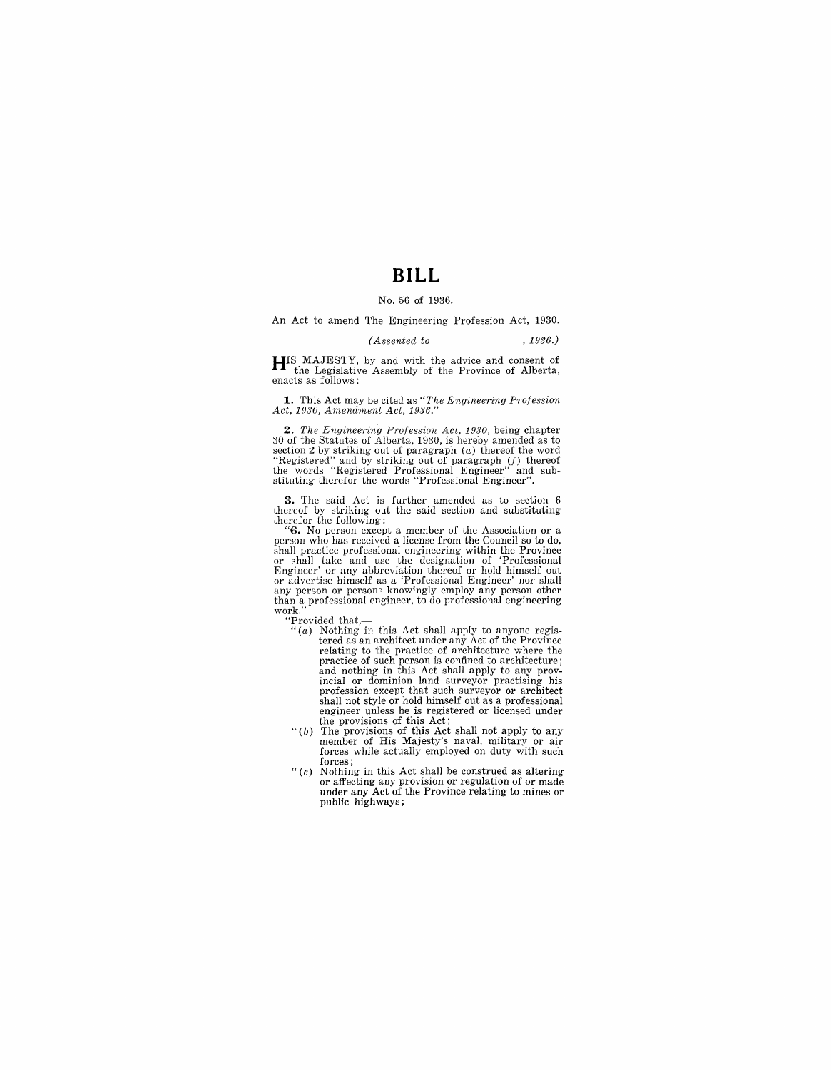# BILL

No. 56 of 1936.

An Act to amend The Engineering Profession Act, 1930.

*(Assented to , 1936.)*

HIS MAJESTY, by and with the advice and consent of the Legislative Assembly of the Province of Alberta, enacts as follows:

**1.** This Act may be cited as "*The Engineering Profession Act, 1930, Amendment Act, 1936.*"

**2.** *The Engineering Profession Act, 1930*, being chapter 30 of the Statutes of Alberta, 1930, is hereby amended as to section 2 by striking out of paragraph (*a*) thereof the word "Registered" and by striking out of paragraph (*f*) thereof the words "Registered Professional Engineer" and substituting therefor the words "Professional Engineer".

**3.** The said Act is further amended as to section 6 thereof by striking out the said section and substituting therefor the following:

"**6.** No person except a member of the Association or a person who has received a license from the Council so to do, shall practice professional engineering within the Province or shall take and use the designation of 'Professional Engineer' or any abbreviation thereof or hold himself out or advertise himself as a 'Professional Engineer' nor shall any person or persons knowingly employ any person other than a professional engineer, to do professional engineering work."

"Provided that,—

"(*a*) Nothing in this Act shall apply to anyone registered as an architect under any Act of the Province relating to the practice of architecture where the practice of such person is confined to architecture; and nothing in this Act shall apply to any provincial or dominion land surveyor practising his profession except that such surveyor or architect shall not style or hold himself out as a professional engineer unless he is registered or licensed under the provisions of this Act;

"(*b*) The provisions of this Act shall not apply to any member of His Majesty's naval, military or air forces while actually employed on duty with such forces;

"(*c*) Nothing in this Act shall be construed as altering or affecting any provision or regulation of or made under any Act of the Province relating to mines or public highways;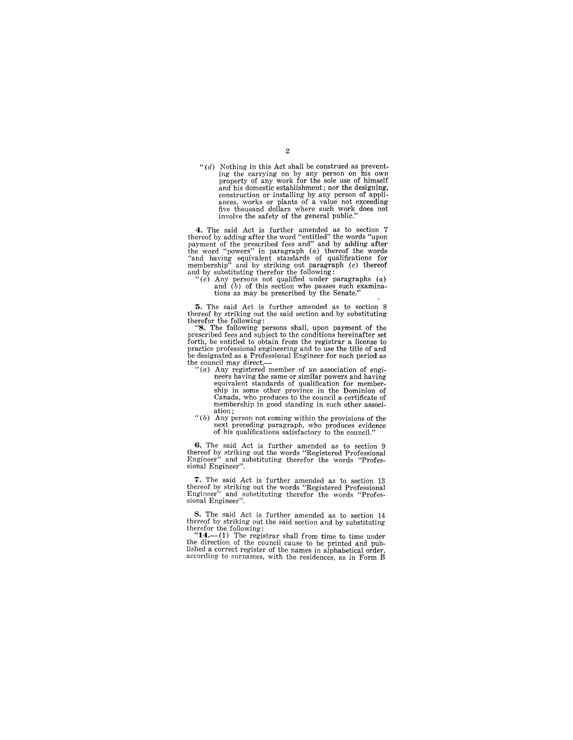"(*d*) Nothing in this Act shall be construed as preventing the carrying on by any person on his own property of any work for the sole use of himself and his domestic establishment; nor the designing, construction or installing by any person of appliances, works or plants of a value not exceeding five thousand dollars where such work does not involve the safety of the general public."

**4.** The said Act is further amended as to section 7 thereof by adding after the word "entitled" the words "upon payment of the prescribed fees and" and by adding after the word "powers" in paragraph (*a*) thereof the words "and having equivalent standards of qualifications for membership" and by striking out paragraph (*c*) thereof and by substituting therefor the following:

"(*c*) Any persons not qualified under paragraphs (*a*) and (*b*) of this section who passes such examinations as may be prescribed by the Senate."

**5.** The said Act is further amended as to section 8 thereof by striking out the said section and by substituting therefor the following:

"**8.** The following persons shall, upon payment of the prescribed fees and subject to the conditions hereinafter set forth, be entitled to obtain from the registrar a license to practice professional engineering and to use the title of and be designated as a Professional Engineer for such period as the council may direct,—

"(*a*) Any registered member of an association of engineers having the same or similar powers and having equivalent standards of qualification for membership in some other province in the Dominion of Canada, who produces to the council a certificate of membership in good standing in such other association;

"(*b*) Any person not coming within the provisions of the next preceding paragraph, who produces evidence of his qualifications satisfactory to the council."

**6.** The said Act is further amended as to section 9 thereof by striking out the words "Registered Professional Engineer" and substituting therefor the words "Professional Engineer".

**7.** The said Act is further amended as to section 13 thereof by striking out the words "Registered Professional Engineer" and substituting therefor the words "Professional Engineer".

**8.** The said Act is further amended as to section 14 thereof by striking out the said section and by substituting therefor the following:

"**14.**—(1) The registrar shall from time to time under the direction of the council cause to be printed and published a correct register of the names in alphabetical order, according to surnames, with the residences, as in Form B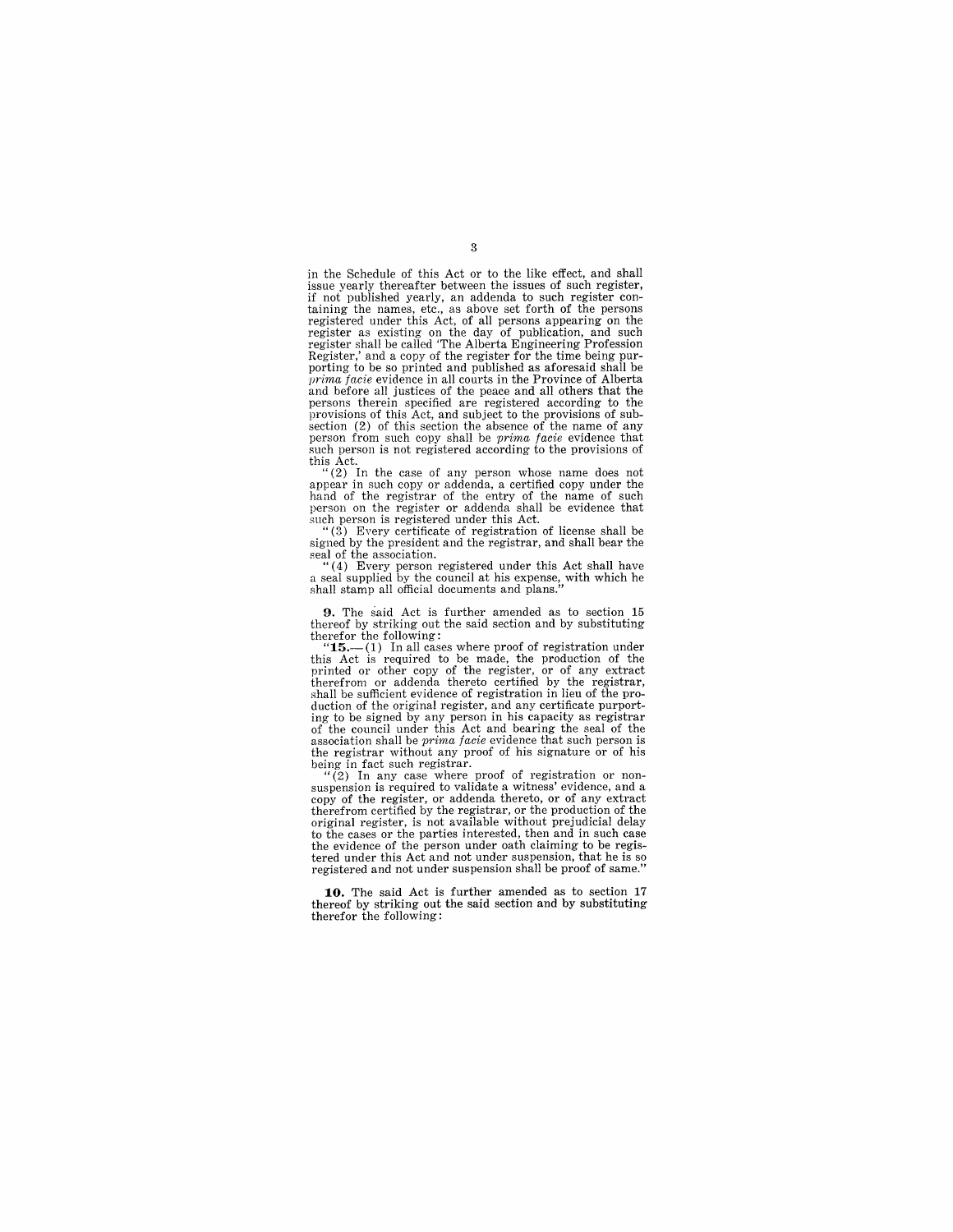in the Schedule of this Act or to the like effect, and shall issue yearly thereafter between the issues of such register, if not published yearly, an addenda to such register containing the names, etc., as above set forth of the persons registered under this Act, of all persons appearing on the register as existing on the day of publication, and such register shall be called 'The Alberta Engineering Profession Register,' and a copy of the register for the time being purporting to be so printed and published as aforesaid shall be *prima facie* evidence in all courts in the Province of Alberta and before all justices of the peace and all others that the persons therein specified are registered according to the provisions of this Act, and subject to the provisions of subsection (2) of this section the absence of the name of any person from such copy shall be *prima facie* evidence that such person is not registered according to the provisions of this Act.

"(2) In the case of any person whose name does not appear in such copy or addenda, a certified copy under the hand of the registrar of the entry of the name of such person on the register or addenda shall be evidence that such person is registered under this Act.

"(3) Every certificate of registration of license shall be signed by the president and the registrar, and shall bear the seal of the association.

"(4) Every person registered under this Act shall have a seal supplied by the council at his expense, with which he shall stamp all official documents and plans."

**9.** The said Act is further amended as to section 15 thereof by striking out the said section and by substituting therefor the following:

"**15.**—(1) In all cases where proof of registration under this Act is required to be made, the production of the printed or other copy of the register, or of any extract therefrom or addenda thereto certified by the registrar, shall be sufficient evidence of registration in lieu of the production of the original register, and any certificate purporting to be signed by any person in his capacity as registrar of the council under this Act and bearing the seal of the association shall be *prima facie* evidence that such person is the registrar without any proof of his signature or of his being in fact such registrar.

"(2) In any case where proof of registration or non-suspension is required to validate a witness' evidence, and a copy of the register, or addenda thereto, or of any extract therefrom certified by the registrar, or the production of the original register, is not available without prejudicial delay to the cases or the parties interested, then and in such case the evidence of the person under oath claiming to be registered under this Act and not under suspension, that he is so registered and not under suspension shall be proof of same."

**10.** The said Act is further amended as to section 17 thereof by striking out the said section and by substituting therefor the following: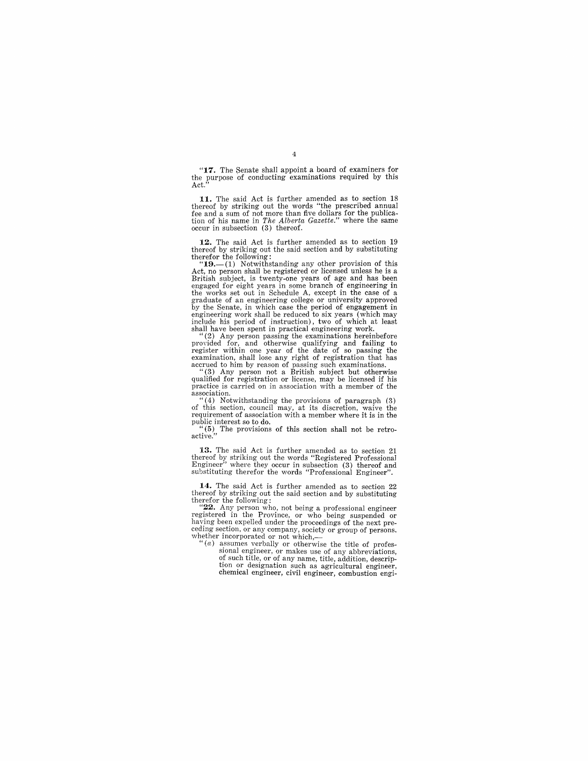"**17.** The Senate shall appoint a board of examiners for the purpose of conducting examinations required by this Act."

**11.** The said Act is further amended as to section 18 thereof by striking out the words "the prescribed annual fee and a sum of not more than five dollars for the publication of his name in *The Alberta Gazette*." where the same occur in subsection (3) thereof.

**12.** The said Act is further amended as to section 19 thereof by striking out the said section and by substituting therefor the following:

"**19.**—(1) Notwithstanding any other provision of this Act, no person shall be registered or licensed unless he is a British subject, is twenty-one years of age and has been engaged for eight years in some branch of engineering in the works set out in Schedule A, except in the case of a graduate of an engineering college or university approved by the Senate, in which case the period of engagement in engineering work shall be reduced to six years (which may include his period of instruction), two of which at least shall have been spent in practical engineering work.

"(2) Any person passing the examinations hereinbefore provided for, and otherwise qualifying and failing to register within one year of the date of so passing the examination, shall lose any right of registration that has accrued to him by reason of passing such examinations.

"(3) Any person not a British subject but otherwise qualified for registration or license, may be licensed if his practice is carried on in association with a member of the association.

"(4) Notwithstanding the provisions of paragraph (3) of this section, council may, at its discretion, waive the requirement of association with a member where it is in the public interest so to do.

"(5) The provisions of this section shall not be retroactive."

**13.** The said Act is further amended as to section 21 thereof by striking out the words "Registered Professional Engineer" where they occur in subsection (3) thereof and substituting therefor the words "Professional Engineer".

**14.** The said Act is further amended as to section 22 thereof by striking out the said section and by substituting therefor the following:

"**22.** Any person who, not being a professional engineer registered in the Province, or who being suspended or having been expelled under the proceedings of the next preceding section, or any company, society or group of persons, whether incorporated or not which,—

"(*a*) assumes verbally or otherwise the title of professional engineer, or makes use of any abbreviations, of such title, or of any name, title, addition, description or designation such as agricultural engineer, chemical engineer, civil engineer, combustion engi-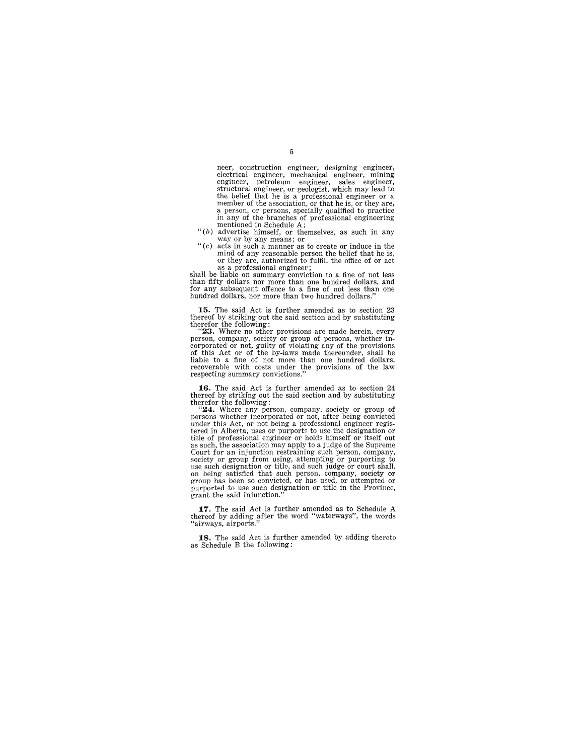neer, construction engineer, designing engineer, electrical engineer, mechanical engineer, mining engineer, petroleum engineer, sales engineer, structural engineer, or geologist, which may lead to the belief that he is a professional engineer or a member of the association, or that he is, or they are, a person, or persons, specially qualified to practice in any of the branches of professional engineering mentioned in Schedule A;

"(*b*) advertise himself, or themselves, as such in any way or by any means; or

"(*c*) acts in such a manner as to create or induce in the mind of any reasonable person the belief that he is, or they are, authorized to fulfill the office of or act as a professional engineer;

shall be liable on summary conviction to a fine of not less than fifty dollars nor more than one hundred dollars, and for any subsequent offence to a fine of not less than one hundred dollars, nor more than two hundred dollars."

**15.** The said Act is further amended as to section 23 thereof by striking out the said section and by substituting therefor the following:

"**23.** Where no other provisions are made herein, every person, company, society or group of persons, whether incorporated or not, guilty of violating any of the provisions of this Act or of the by-laws made thereunder, shall be liable to a fine of not more than one hundred dollars, recoverable with costs under the provisions of the law respecting summary convictions."

**16.** The said Act is further amended as to section 24 thereof by strikfng out the said section and by substituting therefor the following:

"**24.** Where any person, company, society or group of persons whether incorporated or not, after being convicted under this Act, or not being a professional engineer registered in Alberta, uses or purports to use the designation or title of professional engineer or holds himself or itself out as such, the association may apply to a judge of the Supreme Court for an injunction restraining such person, company, society or group from using, attempting or purporting to use such designation or title, and such judge or court shall, on being satisfied that such person, company, society or group has been so convicted, or has used, or attempted or purported to use such designation or title in the Province, grant the said injunction."

**17.** The said Act is further amended as to Schedule A thereof by adding after the word "waterways", the words "airways, airports."

**18.** The said Act is further amended by adding thereto as Schedule B the following: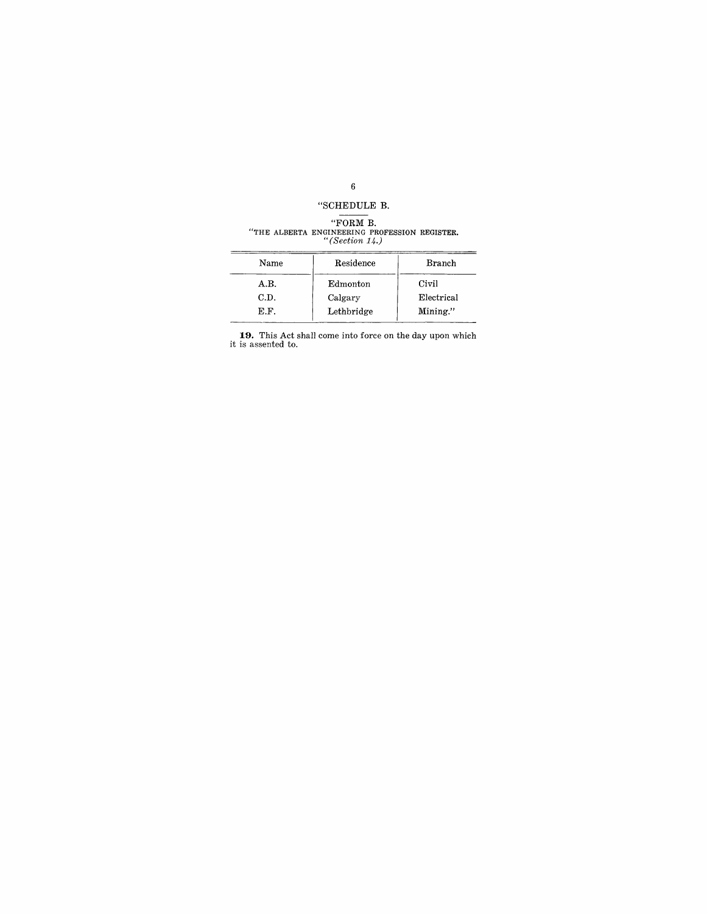"SCHEDULE B.

"FORM B.

"THE ALBERTA ENGINEERING PROFESSION REGISTER.

*"(Section 14.)*

| Name | Residence | Branch |
|---|---|---|
| A.B. | Edmonton | Civil |
| C.D. | Calgary | Electrical |
| E.F. | Lethbridge | Mining." |

**19.** This Act shall come into force on the day upon which it is assented to.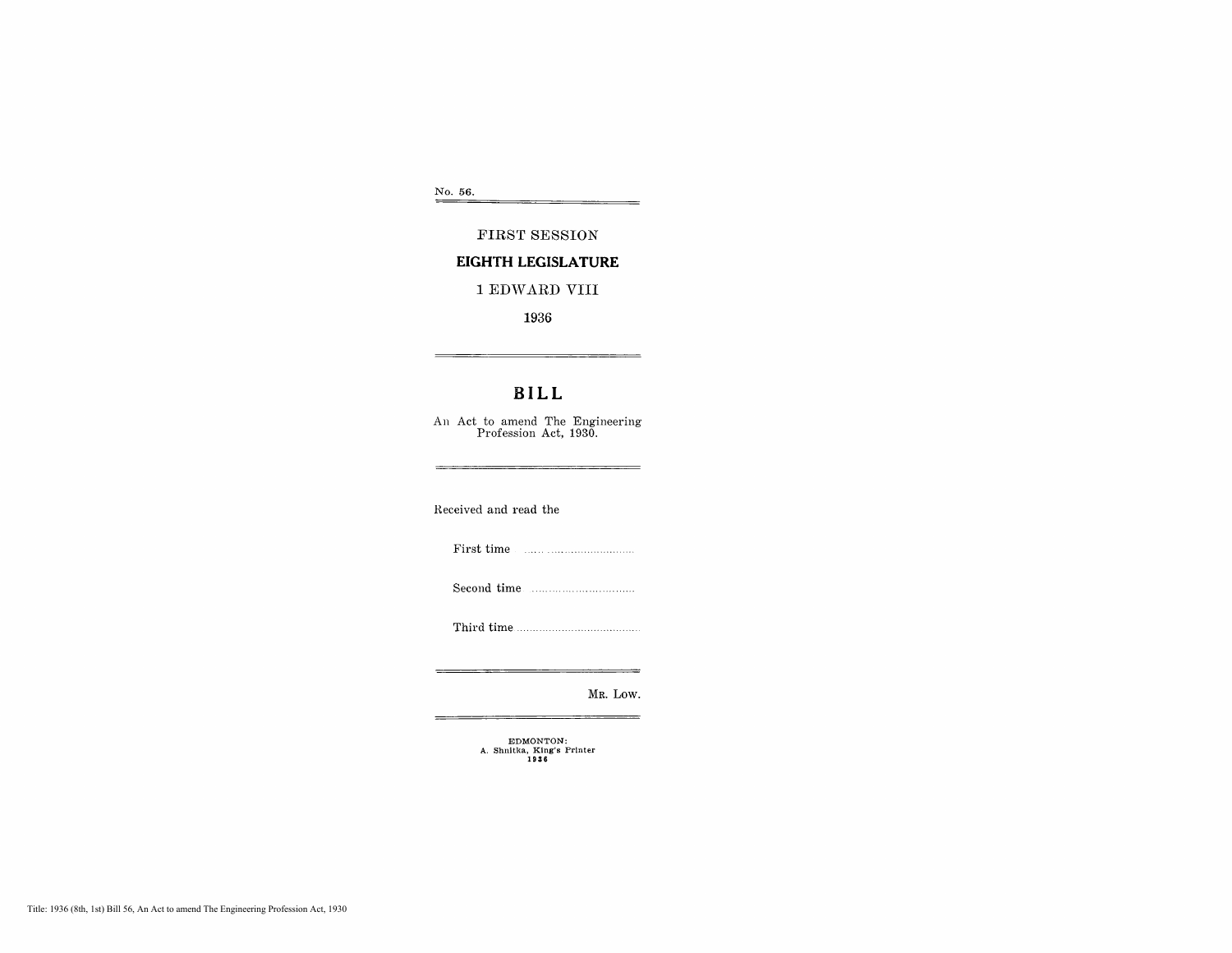No. 56.

FIRST SESSION

**EIGHTH LEGISLATURE**

1 EDWARD VIII

1936

# BILL

An Act to amend The Engineering Profession Act, 1930.

Received and read the

First time ..............................

Second time ..............................

Third time ..............................

MR. LOW.

EDMONTON:
A. Shnitka, King's Printer
1936

Title: 1936 (8th, 1st) Bill 56, An Act to amend The Engineering Profession Act, 1930